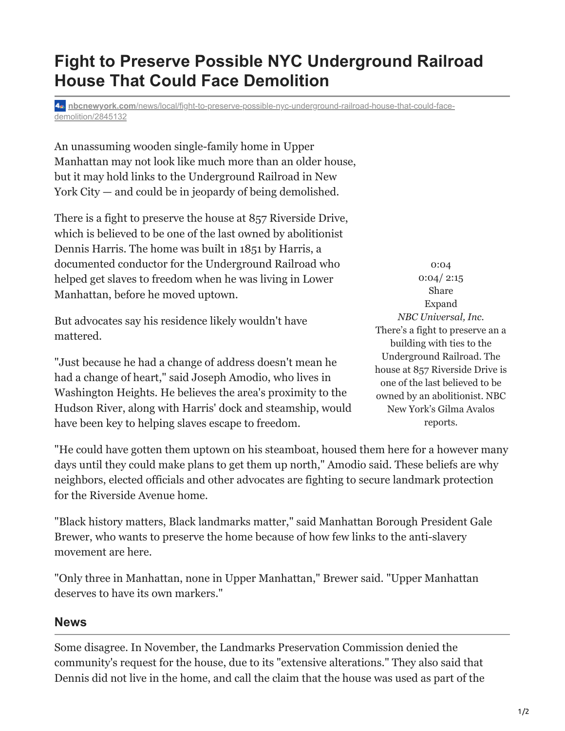# Fight to Preserve Possible NYC Underground Railroad House That Could Face Demolition

nbcnewyork.com/news/local/fight-to-preserve-possible-nyc-underground-railroad-house-that-could-face-demolition/2845132

An unassuming wooden single-family home in Upper Manhattan may not look like much more than an older house, but it may hold links to the Underground Railroad in New York City — and could be in jeopardy of being demolished.

There is a fight to preserve the house at 857 Riverside Drive, which is believed to be one of the last owned by abolitionist Dennis Harris. The home was built in 1851 by Harris, a documented conductor for the Underground Railroad who helped get slaves to freedom when he was living in Lower Manhattan, before he moved uptown.

0:04
0:04/ 2:15
Share
Expand
*NBC Universal, Inc.*
There's a fight to preserve an a building with ties to the Underground Railroad. The house at 857 Riverside Drive is one of the last believed to be owned by an abolitionist. NBC New York's Gilma Avalos reports.

But advocates say his residence likely wouldn't have mattered.

"Just because he had a change of address doesn't mean he had a change of heart," said Joseph Amodio, who lives in Washington Heights. He believes the area's proximity to the Hudson River, along with Harris' dock and steamship, would have been key to helping slaves escape to freedom.

"He could have gotten them uptown on his steamboat, housed them here for a however many days until they could make plans to get them up north," Amodio said. These beliefs are why neighbors, elected officials and other advocates are fighting to secure landmark protection for the Riverside Avenue home.

"Black history matters, Black landmarks matter," said Manhattan Borough President Gale Brewer, who wants to preserve the home because of how few links to the anti-slavery movement are here.

"Only three in Manhattan, none in Upper Manhattan," Brewer said. "Upper Manhattan deserves to have its own markers."

## News

Some disagree. In November, the Landmarks Preservation Commission denied the community's request for the house, due to its "extensive alterations." They also said that Dennis did not live in the home, and call the claim that the house was used as part of the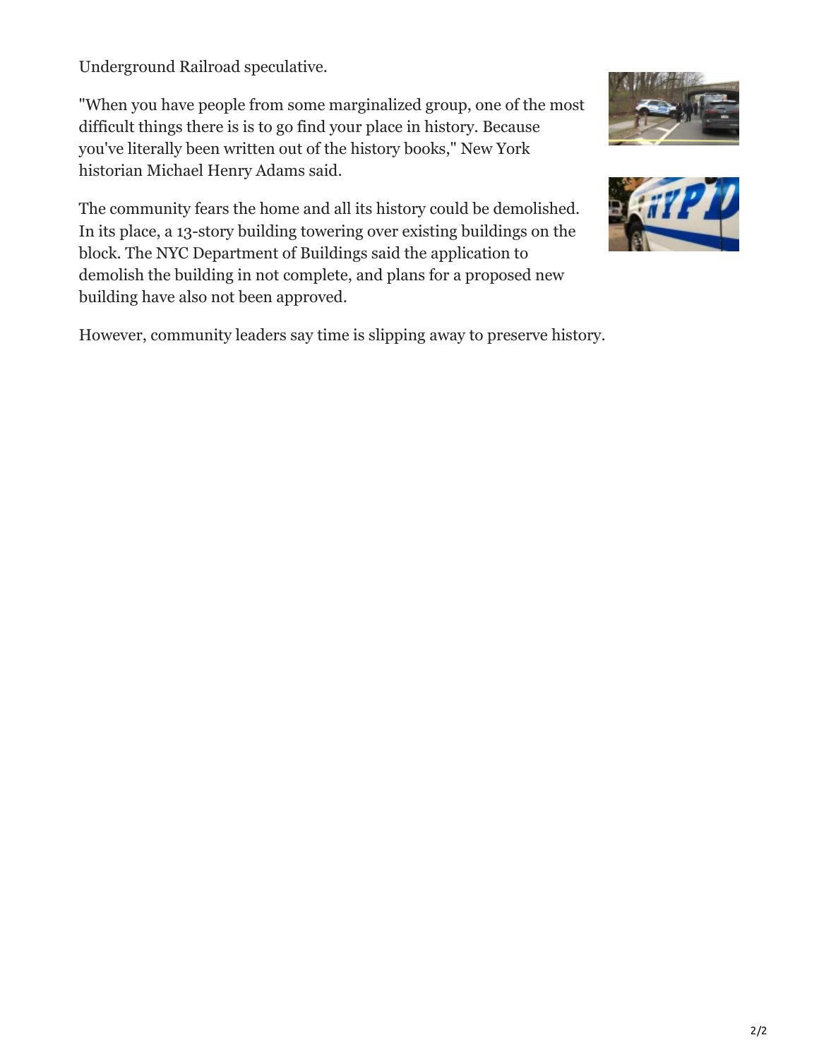Underground Railroad speculative.

"When you have people from some marginalized group, one of the most difficult things there is is to go find your place in history. Because you've literally been written out of the history books," New York historian Michael Henry Adams said.

The community fears the home and all its history could be demolished. In its place, a 13-story building towering over existing buildings on the block. The NYC Department of Buildings said the application to demolish the building in not complete, and plans for a proposed new building have also not been approved.

However, community leaders say time is slipping away to preserve history.